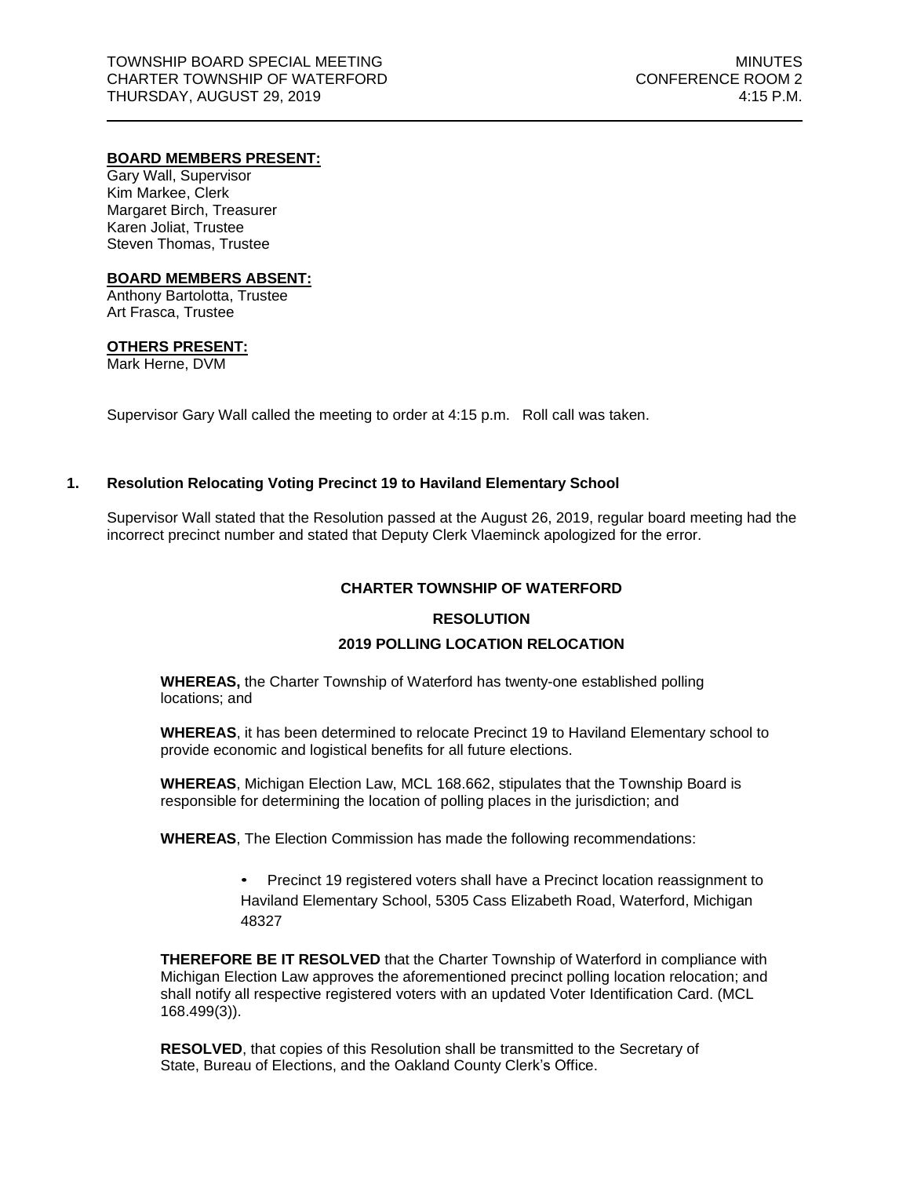TOWNSHIP BOARD SPECIAL MEETING
CHARTER TOWNSHIP OF WATERFORD
THURSDAY, AUGUST 29, 2019

MINUTES
CONFERENCE ROOM 2
4:15 P.M.

---

**BOARD MEMBERS PRESENT:**
Gary Wall, Supervisor
Kim Markee, Clerk
Margaret Birch, Treasurer
Karen Joliat, Trustee
Steven Thomas, Trustee

**BOARD MEMBERS ABSENT:**
Anthony Bartolotta, Trustee
Art Frasca, Trustee

**OTHERS PRESENT:**
Mark Herne, DVM

Supervisor Gary Wall called the meeting to order at 4:15 p.m. Roll call was taken.

**1. Resolution Relocating Voting Precinct 19 to Haviland Elementary School**

Supervisor Wall stated that the Resolution passed at the August 26, 2019, regular board meeting had the incorrect precinct number and stated that Deputy Clerk Vlaeminck apologized for the error.

**CHARTER TOWNSHIP OF WATERFORD**

**RESOLUTION**

**2019 POLLING LOCATION RELOCATION**

**WHEREAS,** the Charter Township of Waterford has twenty-one established polling locations; and

**WHEREAS**, it has been determined to relocate Precinct 19 to Haviland Elementary school to provide economic and logistical benefits for all future elections.

**WHEREAS**, Michigan Election Law, MCL 168.662, stipulates that the Township Board is responsible for determining the location of polling places in the jurisdiction; and

**WHEREAS**, The Election Commission has made the following recommendations:

- Precinct 19 registered voters shall have a Precinct location reassignment to Haviland Elementary School, 5305 Cass Elizabeth Road, Waterford, Michigan 48327

**THEREFORE BE IT RESOLVED** that the Charter Township of Waterford in compliance with Michigan Election Law approves the aforementioned precinct polling location relocation; and shall notify all respective registered voters with an updated Voter Identification Card. (MCL 168.499(3)).

**RESOLVED**, that copies of this Resolution shall be transmitted to the Secretary of State, Bureau of Elections, and the Oakland County Clerk's Office.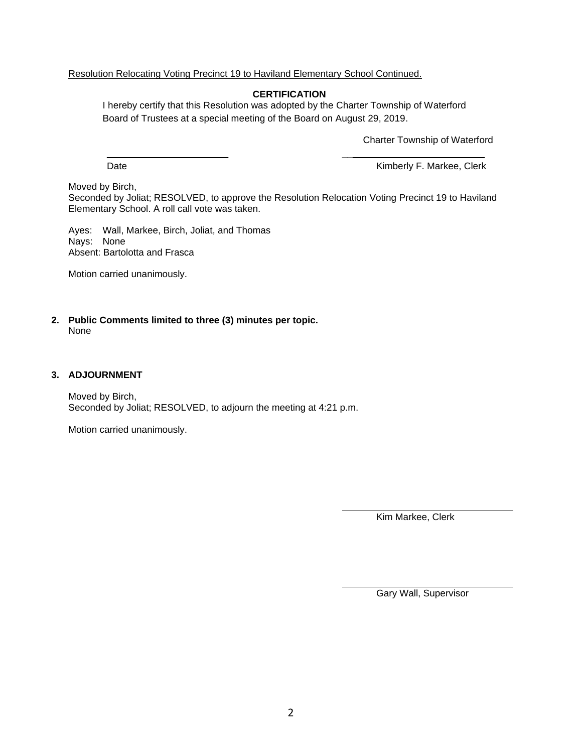Resolution Relocating Voting Precinct 19 to Haviland Elementary School Continued.

**CERTIFICATION**

I hereby certify that this Resolution was adopted by the Charter Township of Waterford Board of Trustees at a special meeting of the Board on August 29, 2019.

Charter Township of Waterford

______________________ ______________________

Date Kimberly F. Markee, Clerk

Moved by Birch,
Seconded by Joliat; RESOLVED, to approve the Resolution Relocation Voting Precinct 19 to Haviland Elementary School. A roll call vote was taken.

Ayes: Wall, Markee, Birch, Joliat, and Thomas
Nays: None
Absent: Bartolotta and Frasca

Motion carried unanimously.

**2. Public Comments limited to three (3) minutes per topic.**
None

**3. ADJOURNMENT**

Moved by Birch,
Seconded by Joliat; RESOLVED, to adjourn the meeting at 4:21 p.m.

Motion carried unanimously.

______________________
Kim Markee, Clerk

______________________
Gary Wall, Supervisor